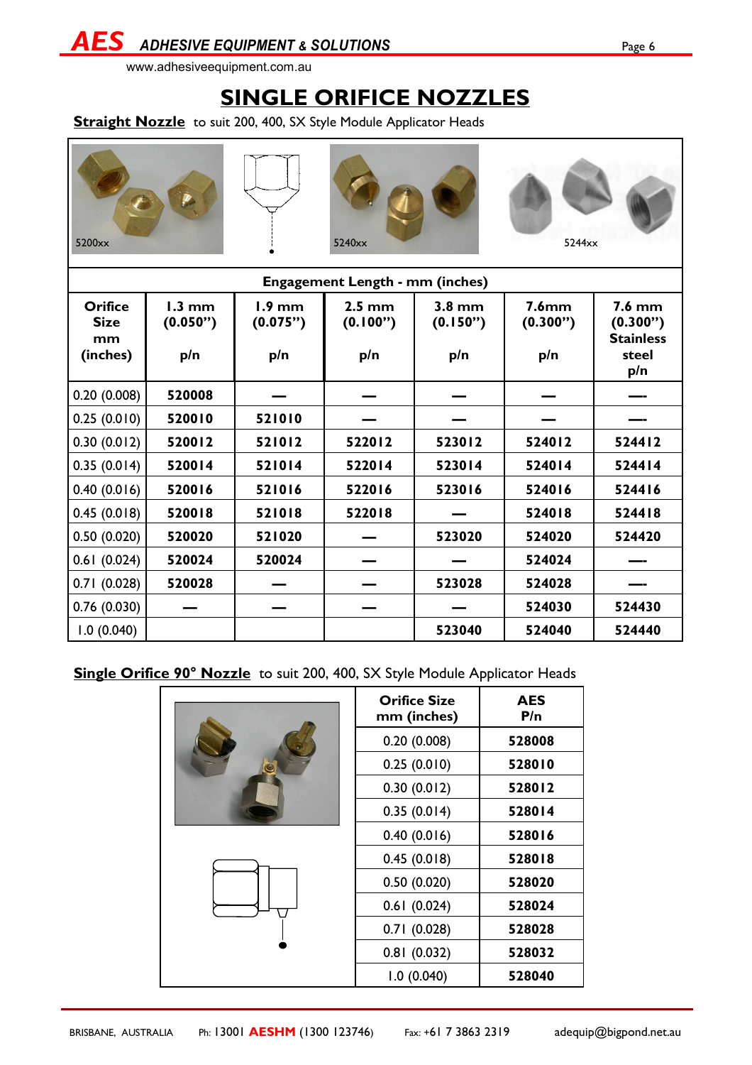# SINGLE ORIFICE NOZZLES

**Straight Nozzle** to suit 200, 400, SX Style Module Applicator Heads

5200xx    5240xx    5244xx

| Orifice Size mm (inches) | Engagement Length - mm (inches) | | | | | |
|---|---|---|---|---|---|---|
| | 1.3 mm (0.050") p/n | 1.9 mm (0.075") p/n | 2.5 mm (0.100") p/n | 3.8 mm (0.150") p/n | 7.6mm (0.300") p/n | 7.6 mm (0.300") Stainless steel p/n |
| 0.20 (0.008) | 520008 | — | — | — | — | — |
| 0.25 (0.010) | 520010 | 521010 | — | — | — | — |
| 0.30 (0.012) | 520012 | 521012 | 522012 | 523012 | 524012 | 524412 |
| 0.35 (0.014) | 520014 | 521014 | 522014 | 523014 | 524014 | 524414 |
| 0.40 (0.016) | 520016 | 521016 | 522016 | 523016 | 524016 | 524416 |
| 0.45 (0.018) | 520018 | 521018 | 522018 | — | 524018 | 524418 |
| 0.50 (0.020) | 520020 | 521020 | — | 523020 | 524020 | 524420 |
| 0.61 (0.024) | 520024 | 520024 | — | — | 524024 | — |
| 0.71 (0.028) | 520028 | — | — | 523028 | 524028 | — |
| 0.76 (0.030) | — | — | — | — | 524030 | 524430 |
| 1.0 (0.040) | | | | 523040 | 524040 | 524440 |

**Single Orifice 90° Nozzle** to suit 200, 400, SX Style Module Applicator Heads

| Orifice Size mm (inches) | AES P/n |
|---|---|
| 0.20 (0.008) | 528008 |
| 0.25 (0.010) | 528010 |
| 0.30 (0.012) | 528012 |
| 0.35 (0.014) | 528014 |
| 0.40 (0.016) | 528016 |
| 0.45 (0.018) | 528018 |
| 0.50 (0.020) | 528020 |
| 0.61 (0.024) | 528024 |
| 0.71 (0.028) | 528028 |
| 0.81 (0.032) | 528032 |
| 1.0 (0.040) | 528040 |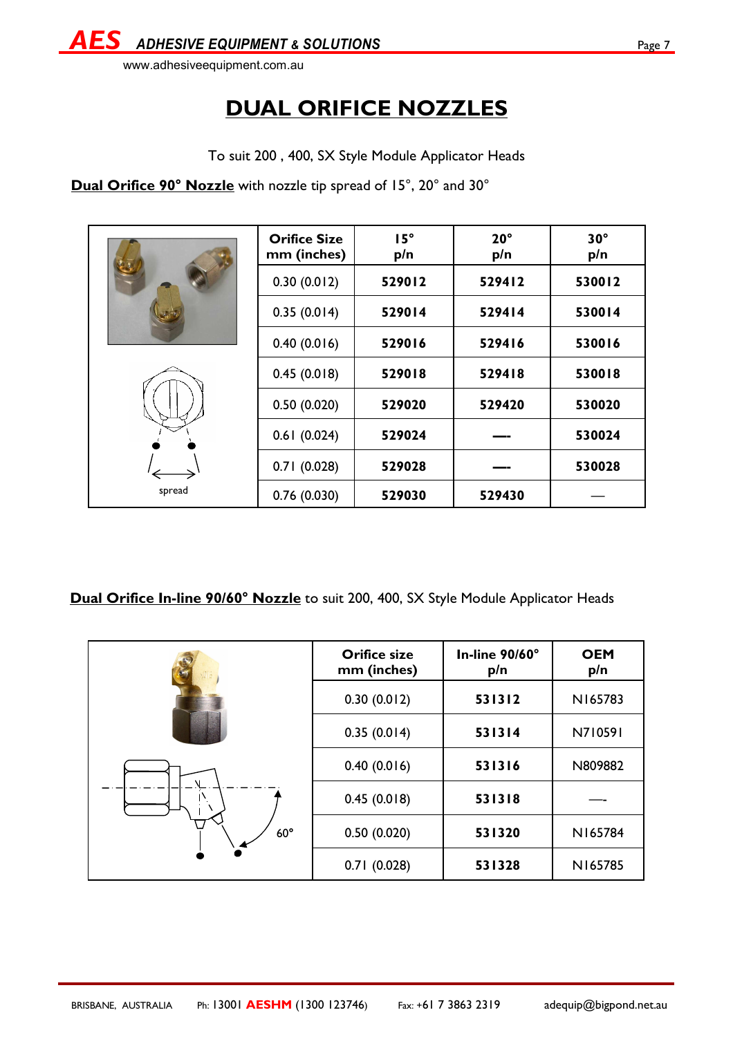# DUAL ORIFICE NOZZLES

To suit 200 , 400, SX Style Module Applicator Heads

**Dual Orifice 90° Nozzle** with nozzle tip spread of 15°, 20° and 30°

| Orifice Size mm (inches) | 15° p/n | 20° p/n | 30° p/n |
|---|---|---|---|
| 0.30 (0.012) | **529012** | **529412** | **530012** |
| 0.35 (0.014) | **529014** | **529414** | **530014** |
| 0.40 (0.016) | **529016** | **529416** | **530016** |
| 0.45 (0.018) | **529018** | **529418** | **530018** |
| 0.50 (0.020) | **529020** | **529420** | **530020** |
| 0.61 (0.024) | **529024** | — | **530024** |
| 0.71 (0.028) | **529028** | — | **530028** |
| 0.76 (0.030) | **529030** | **529430** | — |

spread

**Dual Orifice In-line 90/60° Nozzle** to suit 200, 400, SX Style Module Applicator Heads

| Orifice size mm (inches) | In-line 90/60° p/n | OEM p/n |
|---|---|---|
| 0.30 (0.012) | **531312** | N165783 |
| 0.35 (0.014) | **531314** | N710591 |
| 0.40 (0.016) | **531316** | N809882 |
| 0.45 (0.018) | **531318** | — |
| 0.50 (0.020) | **531320** | N165784 |
| 0.71 (0.028) | **531328** | N165785 |

60°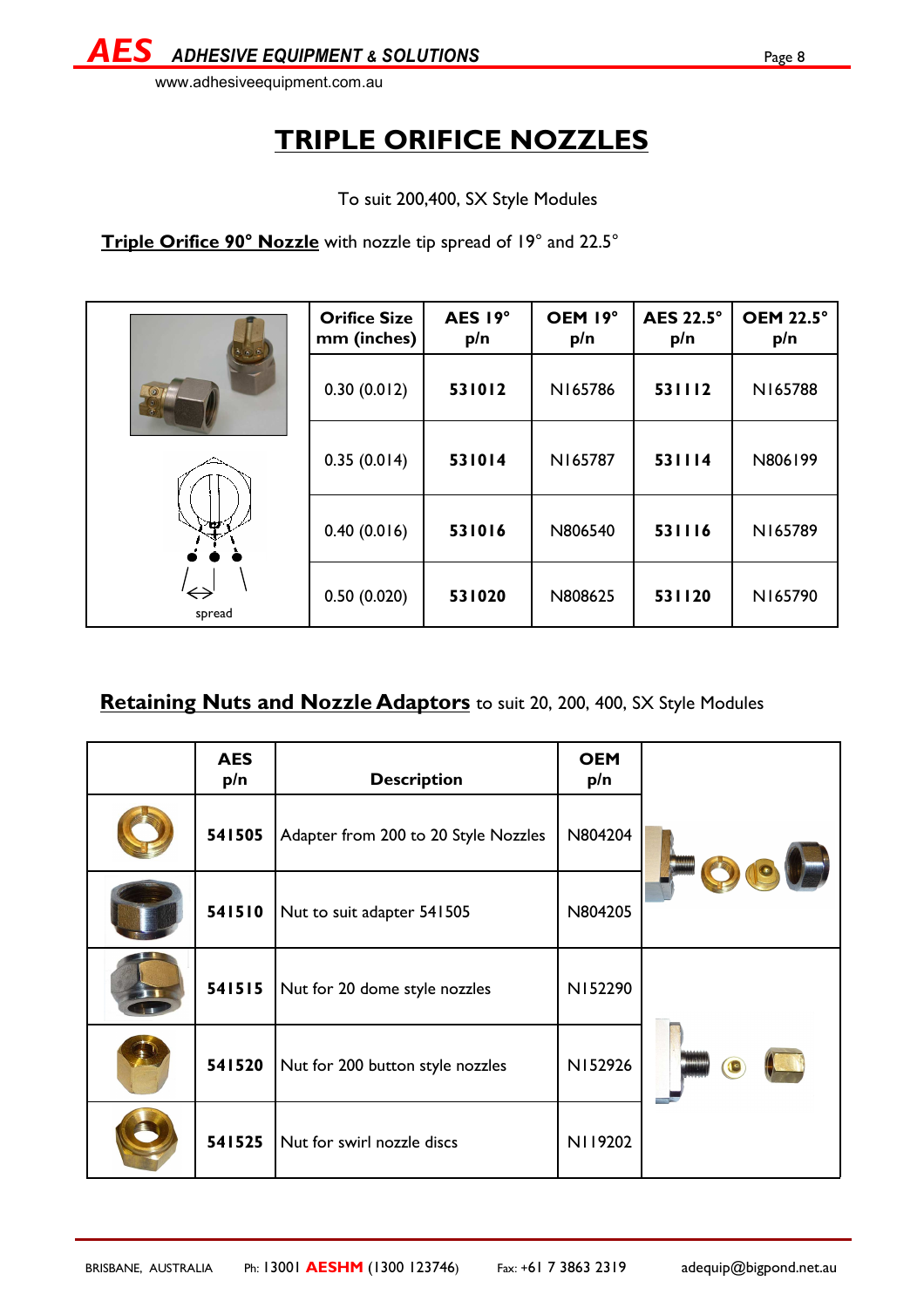# TRIPLE ORIFICE NOZZLES

To suit 200,400, SX Style Modules

**Triple Orifice 90° Nozzle** with nozzle tip spread of 19° and 22.5°

| | Orifice Size mm (inches) | AES 19° p/n | OEM 19° p/n | AES 22.5° p/n | OEM 22.5° p/n |
|---|---|---|---|---|---|
| | 0.30 (0.012) | **531012** | N165786 | **531112** | N165788 |
| | 0.35 (0.014) | **531014** | N165787 | **531114** | N806199 |
| | 0.40 (0.016) | **531016** | N806540 | **531116** | N165789 |
| spread | 0.50 (0.020) | **531020** | N808625 | **531120** | N165790 |

**Retaining Nuts and Nozzle Adaptors** to suit 20, 200, 400, SX Style Modules

| | AES p/n | Description | OEM p/n |
|---|---|---|---|
| | **541505** | Adapter from 200 to 20 Style Nozzles | N804204 |
| | **541510** | Nut to suit adapter 541505 | N804205 |
| | **541515** | Nut for 20 dome style nozzles | N152290 |
| | **541520** | Nut for 200 button style nozzles | N152926 |
| | **541525** | Nut for swirl nozzle discs | N119202 |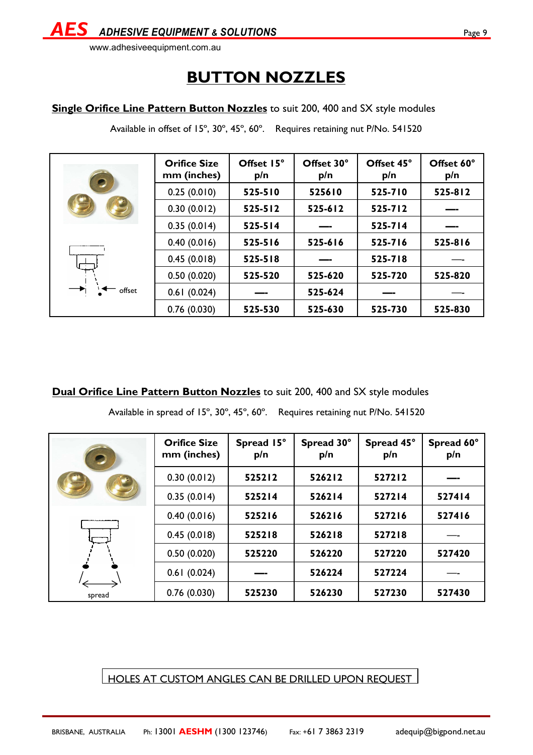# BUTTON NOZZLES

**Single Orifice Line Pattern Button Nozzles** to suit 200, 400 and SX style modules

Available in offset of 15°, 30°, 45°, 60°.    Requires retaining nut P/No. 541520

| Orifice Size mm (inches) | Offset 15° p/n | Offset 30° p/n | Offset 45° p/n | Offset 60° p/n |
|---|---|---|---|---|
| 0.25 (0.010) | 525-510 | 525610 | 525-710 | 525-812 |
| 0.30 (0.012) | 525-512 | 525-612 | 525-712 | --- |
| 0.35 (0.014) | 525-514 | --- | 525-714 | --- |
| 0.40 (0.016) | 525-516 | 525-616 | 525-716 | 525-816 |
| 0.45 (0.018) | 525-518 | --- | 525-718 | --- |
| 0.50 (0.020) | 525-520 | 525-620 | 525-720 | 525-820 |
| 0.61 (0.024) | --- | 525-624 | --- | --- |
| 0.76 (0.030) | 525-530 | 525-630 | 525-730 | 525-830 |

offset

**Dual Orifice Line Pattern Button Nozzles** to suit 200, 400 and SX style modules

Available in spread of 15°, 30°, 45°, 60°.    Requires retaining nut P/No. 541520

| Orifice Size mm (inches) | Spread 15° p/n | Spread 30° p/n | Spread 45° p/n | Spread 60° p/n |
|---|---|---|---|---|
| 0.30 (0.012) | 525212 | 526212 | 527212 | --- |
| 0.35 (0.014) | 525214 | 526214 | 527214 | 527414 |
| 0.40 (0.016) | 525216 | 526216 | 527216 | 527416 |
| 0.45 (0.018) | 525218 | 526218 | 527218 | --- |
| 0.50 (0.020) | 525220 | 526220 | 527220 | 527420 |
| 0.61 (0.024) | --- | 526224 | 527224 | --- |
| 0.76 (0.030) | 525230 | 526230 | 527230 | 527430 |

spread

HOLES AT CUSTOM ANGLES CAN BE DRILLED UPON REQUEST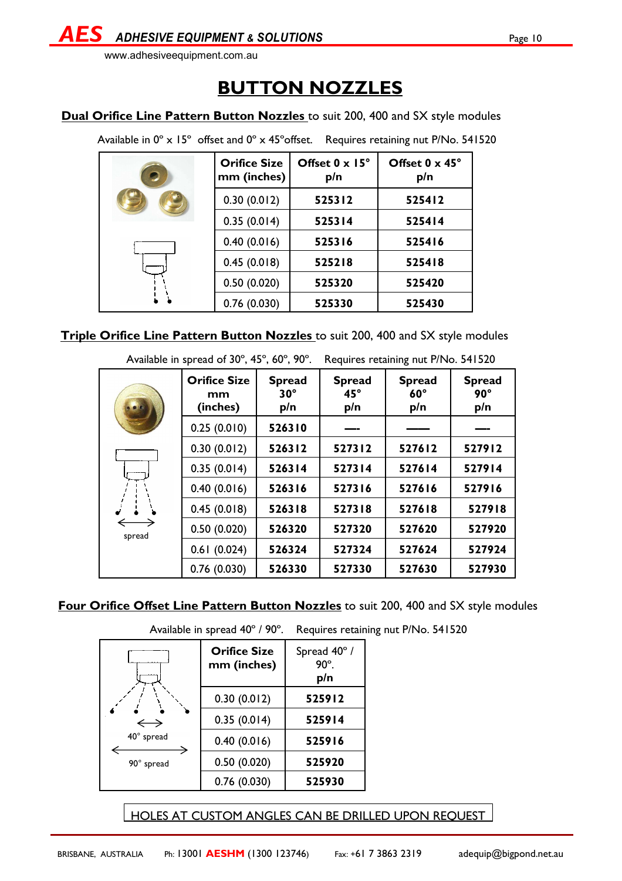# BUTTON NOZZLES

**Dual Orifice Line Pattern Button Nozzles** to suit 200, 400 and SX style modules

Available in 0° x 15° offset and 0° x 45°offset. Requires retaining nut P/No. 541520

| Orifice Size mm (inches) | Offset 0 x 15° p/n | Offset 0 x 45° p/n |
|---|---|---|
| 0.30 (0.012) | 525312 | 525412 |
| 0.35 (0.014) | 525314 | 525414 |
| 0.40 (0.016) | 525316 | 525416 |
| 0.45 (0.018) | 525218 | 525418 |
| 0.50 (0.020) | 525320 | 525420 |
| 0.76 (0.030) | 525330 | 525430 |

**Triple Orifice Line Pattern Button Nozzles** to suit 200, 400 and SX style modules

Available in spread of 30°, 45°, 60°, 90°. Requires retaining nut P/No. 541520

| Orifice Size mm (inches) | Spread 30° p/n | Spread 45° p/n | Spread 60° p/n | Spread 90° p/n |
|---|---|---|---|---|
| 0.25 (0.010) | 526310 | — | — | — |
| 0.30 (0.012) | 526312 | 527312 | 527612 | 527912 |
| 0.35 (0.014) | 526314 | 527314 | 527614 | 527914 |
| 0.40 (0.016) | 526316 | 527316 | 527616 | 527916 |
| 0.45 (0.018) | 526318 | 527318 | 527618 | 527918 |
| 0.50 (0.020) | 526320 | 527320 | 527620 | 527920 |
| 0.61 (0.024) | 526324 | 527324 | 527624 | 527924 |
| 0.76 (0.030) | 526330 | 527330 | 527630 | 527930 |

spread

**Four Orifice Offset Line Pattern Button Nozzles** to suit 200, 400 and SX style modules

Available in spread 40° / 90°. Requires retaining nut P/No. 541520

| Orifice Size mm (inches) | Spread 40° / 90°. p/n |
|---|---|
| 0.30 (0.012) | 525912 |
| 0.35 (0.014) | 525914 |
| 0.40 (0.016) | 525916 |
| 0.50 (0.020) | 525920 |
| 0.76 (0.030) | 525930 |

40° spread

90° spread

HOLES AT CUSTOM ANGLES CAN BE DRILLED UPON REQUEST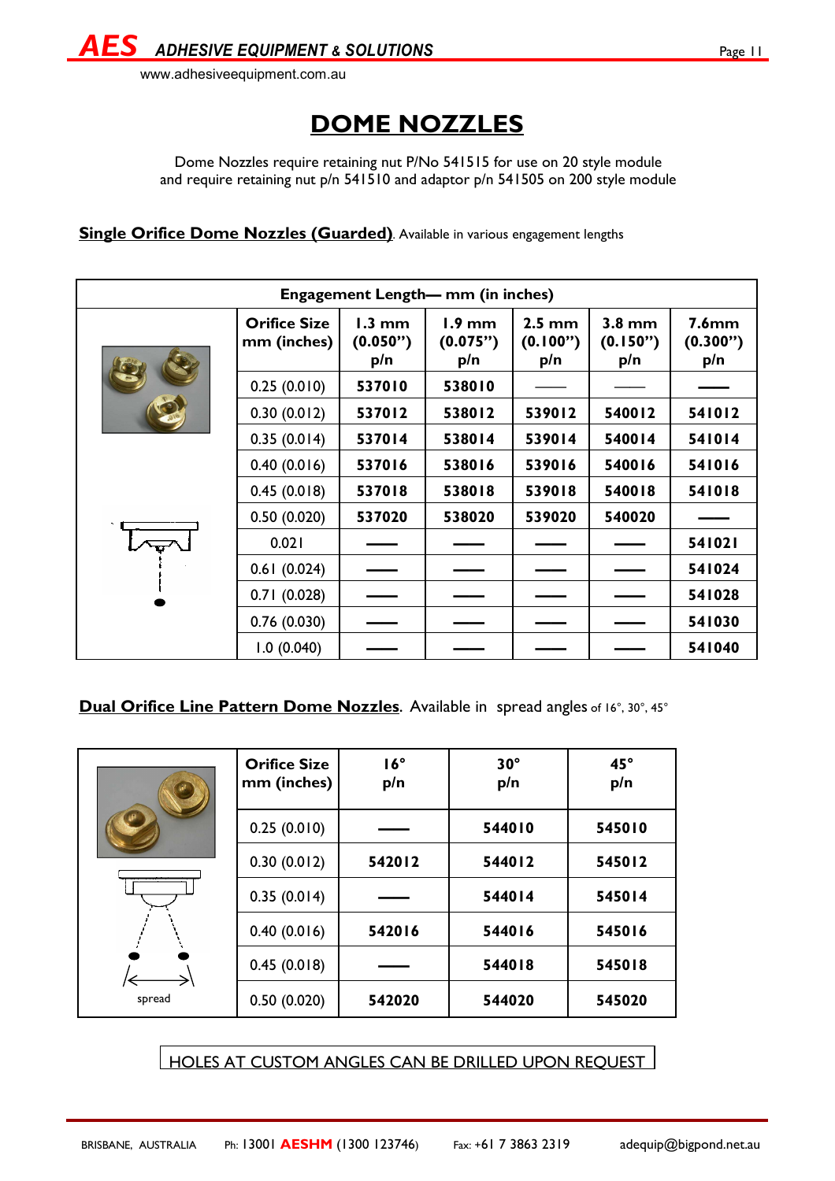# DOME NOZZLES

Dome Nozzles require retaining nut P/No 541515 for use on 20 style module and require retaining nut p/n 541510 and adaptor p/n 541505 on 200 style module

**Single Orifice Dome Nozzles (Guarded)**. Available in various engagement lengths

| | Engagement Length— mm (in inches) | | | | | |
|---|---|---|---|---|---|---|
| | **Orifice Size mm (inches)** | **1.3 mm (0.050") p/n** | **1.9 mm (0.075") p/n** | **2.5 mm (0.100") p/n** | **3.8 mm (0.150") p/n** | **7.6mm (0.300") p/n** |
| | 0.25 (0.010) | **537010** | **538010** | —— | —— | —— |
| | 0.30 (0.012) | **537012** | **538012** | **539012** | **540012** | **541012** |
| | 0.35 (0.014) | **537014** | **538014** | **539014** | **540014** | **541014** |
| | 0.40 (0.016) | **537016** | **538016** | **539016** | **540016** | **541016** |
| | 0.45 (0.018) | **537018** | **538018** | **539018** | **540018** | **541018** |
| | 0.50 (0.020) | **537020** | **538020** | **539020** | **540020** | —— |
| | 0.021 | —— | —— | —— | —— | **541021** |
| | 0.61 (0.024) | —— | —— | —— | —— | **541024** |
| | 0.71 (0.028) | —— | —— | —— | —— | **541028** |
| | 0.76 (0.030) | —— | —— | —— | —— | **541030** |
| | 1.0 (0.040) | —— | —— | —— | —— | **541040** |

**Dual Orifice Line Pattern Dome Nozzles**. Available in spread angles of 16°, 30°, 45°

| | **Orifice Size mm (inches)** | **16° p/n** | **30° p/n** | **45° p/n** |
|---|---|---|---|---|
| | 0.25 (0.010) | —— | **544010** | **545010** |
| | 0.30 (0.012) | **542012** | **544012** | **545012** |
| | 0.35 (0.014) | —— | **544014** | **545014** |
| | 0.40 (0.016) | **542016** | **544016** | **545016** |
| | 0.45 (0.018) | —— | **544018** | **545018** |
| spread | 0.50 (0.020) | **542020** | **544020** | **545020** |

HOLES AT CUSTOM ANGLES CAN BE DRILLED UPON REQUEST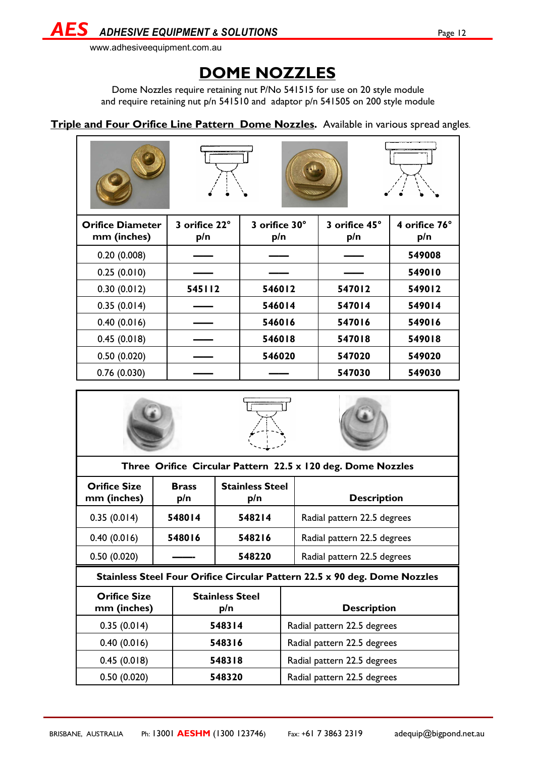# DOME NOZZLES

Dome Nozzles require retaining nut P/No 541515 for use on 20 style module and require retaining nut p/n 541510 and adaptor p/n 541505 on 200 style module

**Triple and Four Orifice Line Pattern Dome Nozzles.** Available in various spread angles.

| Orifice Diameter mm (inches) | 3 orifice 22° p/n | 3 orifice 30° p/n | 3 orifice 45° p/n | 4 orifice 76° p/n |
|---|---|---|---|---|
| 0.20 (0.008) | —— | —— | —— | **549008** |
| 0.25 (0.010) | —— | —— | —— | **549010** |
| 0.30 (0.012) | **545112** | **546012** | **547012** | **549012** |
| 0.35 (0.014) | —— | **546014** | **547014** | **549014** |
| 0.40 (0.016) | —— | **546016** | **547016** | **549016** |
| 0.45 (0.018) | —— | **546018** | **547018** | **549018** |
| 0.50 (0.020) | —— | **546020** | **547020** | **549020** |
| 0.76 (0.030) | —— | —— | **547030** | **549030** |

**Three Orifice Circular Pattern 22.5 x 120 deg. Dome Nozzles**

| Orifice Size mm (inches) | Brass p/n | Stainless Steel p/n | Description |
|---|---|---|---|
| 0.35 (0.014) | **548014** | **548214** | Radial pattern 22.5 degrees |
| 0.40 (0.016) | **548016** | **548216** | Radial pattern 22.5 degrees |
| 0.50 (0.020) | —— | **548220** | Radial pattern 22.5 degrees |

**Stainless Steel Four Orifice Circular Pattern 22.5 x 90 deg. Dome Nozzles**

| Orifice Size mm (inches) | Stainless Steel p/n | Description |
|---|---|---|
| 0.35 (0.014) | **548314** | Radial pattern 22.5 degrees |
| 0.40 (0.016) | **548316** | Radial pattern 22.5 degrees |
| 0.45 (0.018) | **548318** | Radial pattern 22.5 degrees |
| 0.50 (0.020) | **548320** | Radial pattern 22.5 degrees |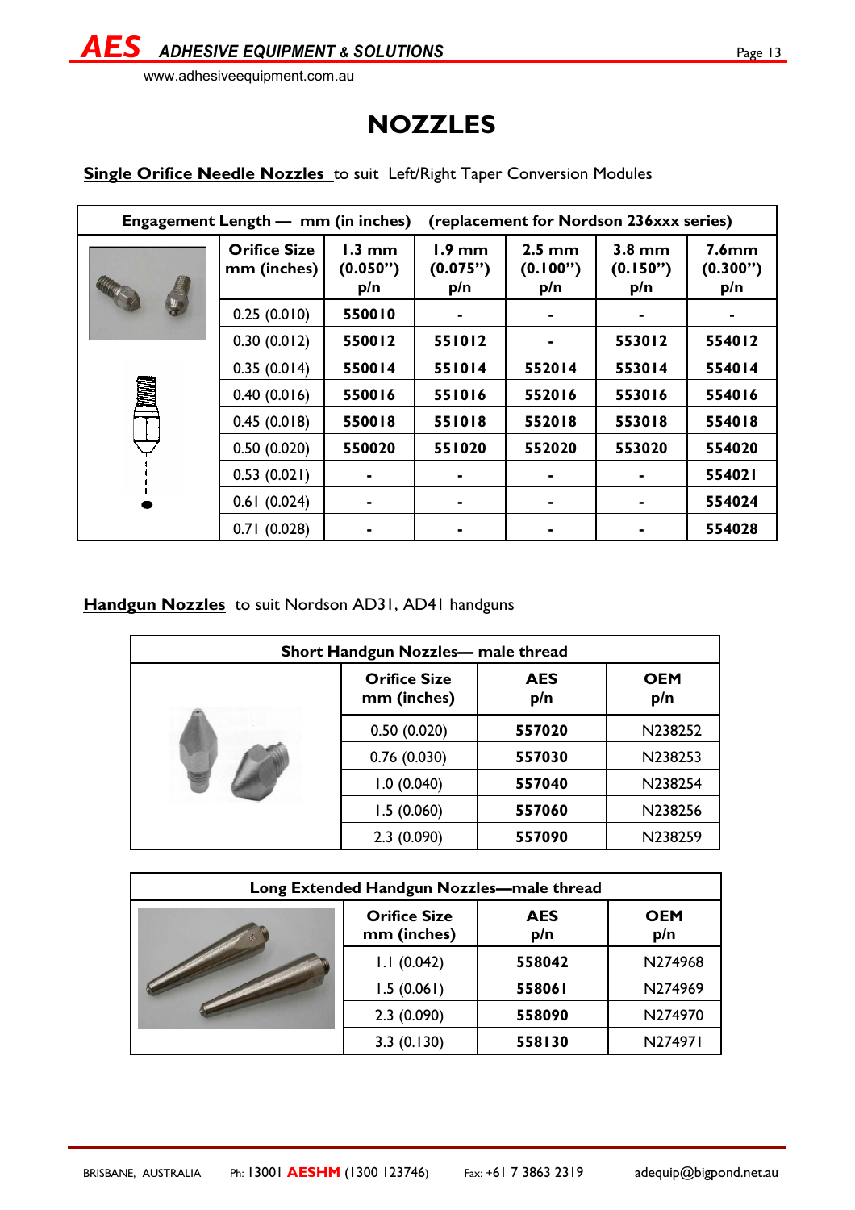# NOZZLES

**Single Orifice Needle Nozzles** to suit Left/Right Taper Conversion Modules

| Engagement Length — mm (in inches) (replacement for Nordson 236xxx series) | | | | | |
|---|---|---|---|---|---|
| **Orifice Size mm (inches)** | **1.3 mm (0.050") p/n** | **1.9 mm (0.075") p/n** | **2.5 mm (0.100") p/n** | **3.8 mm (0.150") p/n** | **7.6mm (0.300") p/n** |
| 0.25 (0.010) | **550010** | - | - | - | - |
| 0.30 (0.012) | **550012** | **551012** | - | **553012** | **554012** |
| 0.35 (0.014) | **550014** | **551014** | **552014** | **553014** | **554014** |
| 0.40 (0.016) | **550016** | **551016** | **552016** | **553016** | **554016** |
| 0.45 (0.018) | **550018** | **551018** | **552018** | **553018** | **554018** |
| 0.50 (0.020) | **550020** | **551020** | **552020** | **553020** | **554020** |
| 0.53 (0.021) | - | - | - | - | **554021** |
| 0.61 (0.024) | - | - | - | - | **554024** |
| 0.71 (0.028) | - | - | - | - | **554028** |

**Handgun Nozzles** to suit Nordson AD31, AD41 handguns

| Short Handgun Nozzles— male thread | | |
|---|---|---|
| **Orifice Size mm (inches)** | **AES p/n** | **OEM p/n** |
| 0.50 (0.020) | **557020** | N238252 |
| 0.76 (0.030) | **557030** | N238253 |
| 1.0 (0.040) | **557040** | N238254 |
| 1.5 (0.060) | **557060** | N238256 |
| 2.3 (0.090) | **557090** | N238259 |

| Long Extended Handgun Nozzles—male thread | | |
|---|---|---|
| **Orifice Size mm (inches)** | **AES p/n** | **OEM p/n** |
| 1.1 (0.042) | **558042** | N274968 |
| 1.5 (0.061) | **558061** | N274969 |
| 2.3 (0.090) | **558090** | N274970 |
| 3.3 (0.130) | **558130** | N274971 |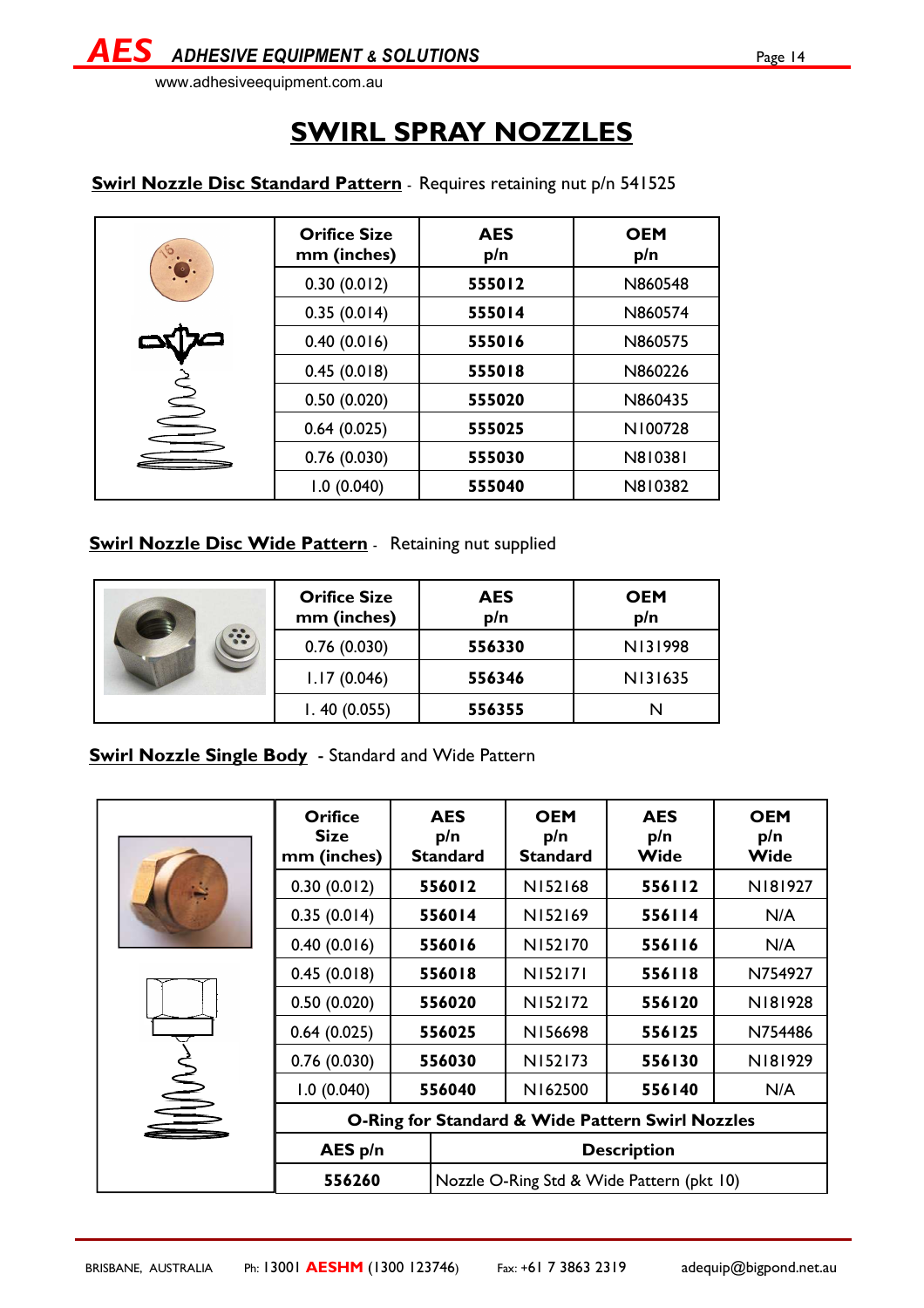# SWIRL SPRAY NOZZLES

**Swirl Nozzle Disc Standard Pattern** - Requires retaining nut p/n 541525

| Orifice Size mm (inches) | AES p/n | OEM p/n |
|---|---|---|
| 0.30 (0.012) | **555012** | N860548 |
| 0.35 (0.014) | **555014** | N860574 |
| 0.40 (0.016) | **555016** | N860575 |
| 0.45 (0.018) | **555018** | N860226 |
| 0.50 (0.020) | **555020** | N860435 |
| 0.64 (0.025) | **555025** | N100728 |
| 0.76 (0.030) | **555030** | N810381 |
| 1.0 (0.040) | **555040** | N810382 |

**Swirl Nozzle Disc Wide Pattern** - Retaining nut supplied

| Orifice Size mm (inches) | AES p/n | OEM p/n |
|---|---|---|
| 0.76 (0.030) | **556330** | N131998 |
| 1.17 (0.046) | **556346** | N131635 |
| 1. 40 (0.055) | **556355** | N |

**Swirl Nozzle Single Body** - Standard and Wide Pattern

| Orifice Size mm (inches) | AES p/n Standard | OEM p/n Standard | AES p/n Wide | OEM p/n Wide |
|---|---|---|---|---|
| 0.30 (0.012) | **556012** | N152168 | **556112** | N181927 |
| 0.35 (0.014) | **556014** | N152169 | **556114** | N/A |
| 0.40 (0.016) | **556016** | N152170 | **556116** | N/A |
| 0.45 (0.018) | **556018** | N152171 | **556118** | N754927 |
| 0.50 (0.020) | **556020** | N152172 | **556120** | N181928 |
| 0.64 (0.025) | **556025** | N156698 | **556125** | N754486 |
| 0.76 (0.030) | **556030** | N152173 | **556130** | N181929 |
| 1.0 (0.040) | **556040** | N162500 | **556140** | N/A |

**O-Ring for Standard & Wide Pattern Swirl Nozzles**

| AES p/n | Description |
|---|---|
| **556260** | Nozzle O-Ring Std & Wide Pattern (pkt 10) |